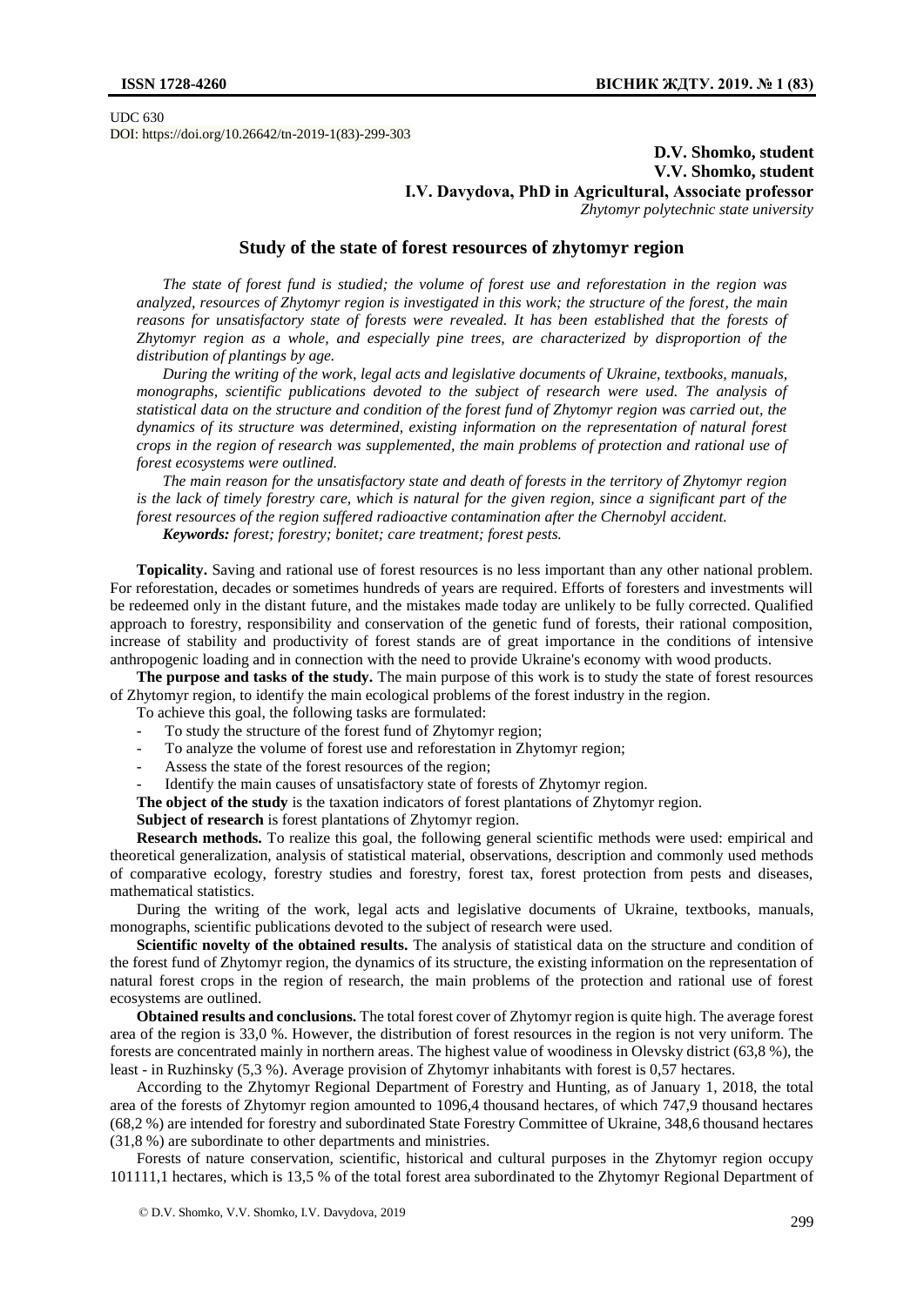UDC 630
DOI: https://doi.org/10.26642/tn-2019-1(83)-299-303

**D.V. Shomko, student**
**V.V. Shomko, student**
**I.V. Davydova, PhD in Agricultural, Associate professor**
*Zhytomyr polytechnic state university*

# Study of the state of forest resources of zhytomyr region

*The state of forest fund is studied; the volume of forest use and reforestation in the region was analyzed, resources of Zhytomyr region is investigated in this work; the structure of the forest, the main reasons for unsatisfactory state of forests were revealed. It has been established that the forests of Zhytomyr region as a whole, and especially pine trees, are characterized by disproportion of the distribution of plantings by age.*

*During the writing of the work, legal acts and legislative documents of Ukraine, textbooks, manuals, monographs, scientific publications devoted to the subject of research were used. The analysis of statistical data on the structure and condition of the forest fund of Zhytomyr region was carried out, the dynamics of its structure was determined, existing information on the representation of natural forest crops in the region of research was supplemented, the main problems of protection and rational use of forest ecosystems were outlined.*

*The main reason for the unsatisfactory state and death of forests in the territory of Zhytomyr region is the lack of timely forestry care, which is natural for the given region, since a significant part of the forest resources of the region suffered radioactive contamination after the Chernobyl accident.*

***Keywords:** forest; forestry; bonitet; care treatment; forest pests.*

**Topicality.** Saving and rational use of forest resources is no less important than any other national problem. For reforestation, decades or sometimes hundreds of years are required. Efforts of foresters and investments will be redeemed only in the distant future, and the mistakes made today are unlikely to be fully corrected. Qualified approach to forestry, responsibility and conservation of the genetic fund of forests, their rational composition, increase of stability and productivity of forest stands are of great importance in the conditions of intensive anthropogenic loading and in connection with the need to provide Ukraine's economy with wood products.

**The purpose and tasks of the study.** The main purpose of this work is to study the state of forest resources of Zhytomyr region, to identify the main ecological problems of the forest industry in the region.

To achieve this goal, the following tasks are formulated:

- To study the structure of the forest fund of Zhytomyr region;
- To analyze the volume of forest use and reforestation in Zhytomyr region;
- Assess the state of the forest resources of the region;
- Identify the main causes of unsatisfactory state of forests of Zhytomyr region.

**The object of the study** is the taxation indicators of forest plantations of Zhytomyr region.

**Subject of research** is forest plantations of Zhytomyr region.

**Research methods.** To realize this goal, the following general scientific methods were used: empirical and theoretical generalization, analysis of statistical material, observations, description and commonly used methods of comparative ecology, forestry studies and forestry, forest tax, forest protection from pests and diseases, mathematical statistics.

During the writing of the work, legal acts and legislative documents of Ukraine, textbooks, manuals, monographs, scientific publications devoted to the subject of research were used.

**Scientific novelty of the obtained results.** The analysis of statistical data on the structure and condition of the forest fund of Zhytomyr region, the dynamics of its structure, the existing information on the representation of natural forest crops in the region of research, the main problems of the protection and rational use of forest ecosystems are outlined.

**Obtained results and conclusions.** The total forest cover of Zhytomyr region is quite high. The average forest area of the region is 33,0 %. However, the distribution of forest resources in the region is not very uniform. The forests are concentrated mainly in northern areas. The highest value of woodiness in Olevsky district (63,8 %), the least - in Ruzhinsky (5,3 %). Average provision of Zhytomyr inhabitants with forest is 0,57 hectares.

According to the Zhytomyr Regional Department of Forestry and Hunting, as of January 1, 2018, the total area of the forests of Zhytomyr region amounted to 1096,4 thousand hectares, of which 747,9 thousand hectares (68,2 %) are intended for forestry and subordinated State Forestry Committee of Ukraine, 348,6 thousand hectares (31,8 %) are subordinate to other departments and ministries.

Forests of nature conservation, scientific, historical and cultural purposes in the Zhytomyr region occupy 101111,1 hectares, which is 13,5 % of the total forest area subordinated to the Zhytomyr Regional Department of

© D.V. Shomko, V.V. Shomko, I.V. Davydova, 2019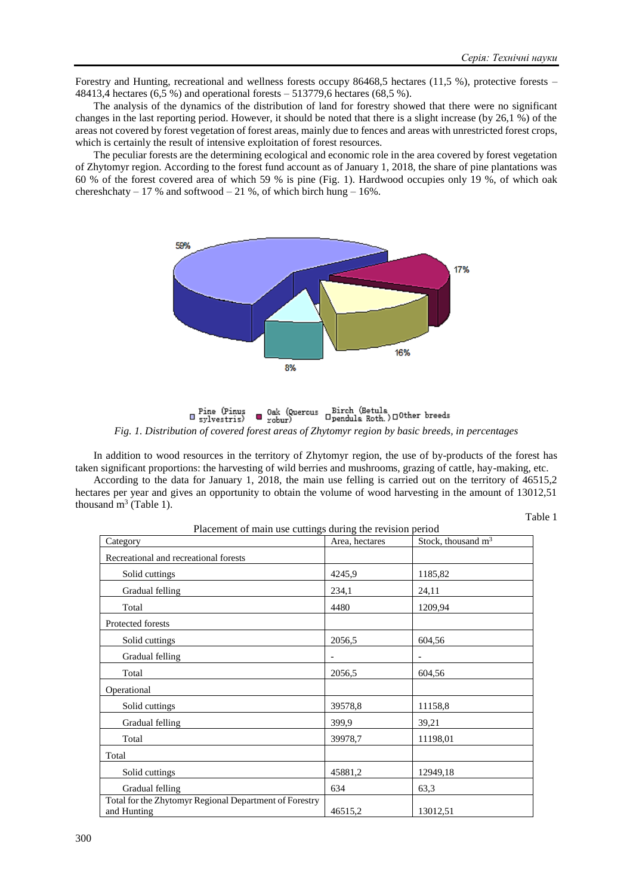Forestry and Hunting, recreational and wellness forests occupy 86468,5 hectares (11,5 %), protective forests – 48413,4 hectares (6,5 %) and operational forests – 513779,6 hectares (68,5 %).

The analysis of the dynamics of the distribution of land for forestry showed that there were no significant changes in the last reporting period. However, it should be noted that there is a slight increase (by 26,1 %) of the areas not covered by forest vegetation of forest areas, mainly due to fences and areas with unrestricted forest crops, which is certainly the result of intensive exploitation of forest resources.

The peculiar forests are the determining ecological and economic role in the area covered by forest vegetation of Zhytomyr region. According to the forest fund account as of January 1, 2018, the share of pine plantations was 60 % of the forest covered area of which 59 % is pine (Fig. 1). Hardwood occupies only 19 %, of which oak chereshchaty – 17 % and softwood – 21 %, of which birch hung – 16%.

59% 17% 16% 8%

Pine (Pinus sylvestris) Oak (Quercus robur) Birch (Betula pendula Roth.) Other breeds

*Fig. 1. Distribution of covered forest areas of Zhytomyr region by basic breeds, in percentages*

In addition to wood resources in the territory of Zhytomyr region, the use of by-products of the forest has taken significant proportions: the harvesting of wild berries and mushrooms, grazing of cattle, hay-making, etc.

According to the data for January 1, 2018, the main use felling is carried out on the territory of 46515,2 hectares per year and gives an opportunity to obtain the volume of wood harvesting in the amount of 13012,51 thousand $m^3$ (Table 1).

Table 1

Placement of main use cuttings during the revision period

| Category | Area, hectares | Stock, thousand $m^3$ |
|---|---|---|
| Recreational and recreational forests | | |
| Solid cuttings | 4245,9 | 1185,82 |
| Gradual felling | 234,1 | 24,11 |
| Total | 4480 | 1209,94 |
| Protected forests | | |
| Solid cuttings | 2056,5 | 604,56 |
| Gradual felling | - | - |
| Total | 2056,5 | 604,56 |
| Operational | | |
| Solid cuttings | 39578,8 | 11158,8 |
| Gradual felling | 399,9 | 39,21 |
| Total | 39978,7 | 11198,01 |
| Total | | |
| Solid cuttings | 45881,2 | 12949,18 |
| Gradual felling | 634 | 63,3 |
| Total for the Zhytomyr Regional Department of Forestry and Hunting | 46515,2 | 13012,51 |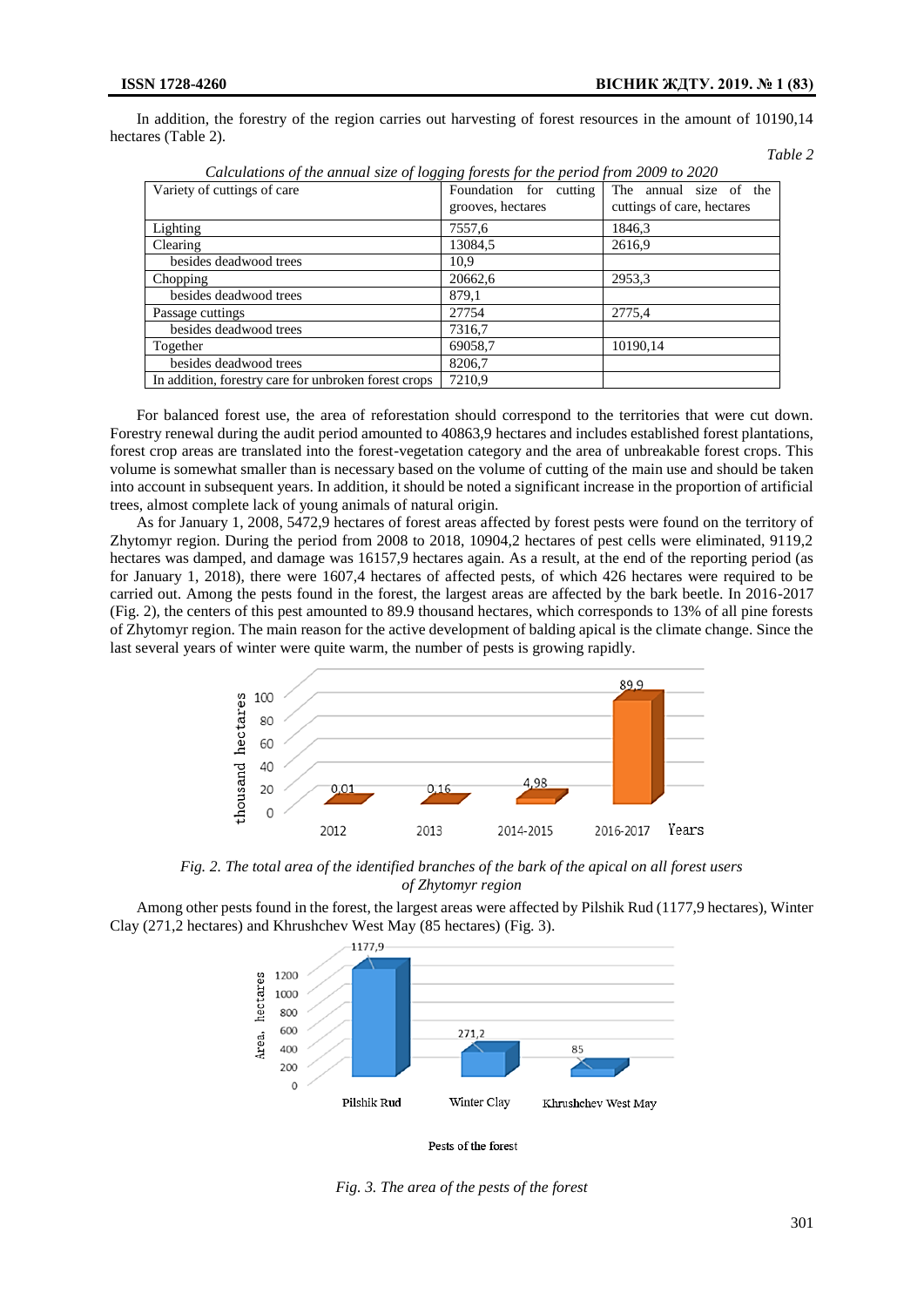In addition, the forestry of the region carries out harvesting of forest resources in the amount of 10190,14 hectares (Table 2).

*Table 2*

*Calculations of the annual size of logging forests for the period from 2009 to 2020*

| Variety of cuttings of care | Foundation for cutting grooves, hectares | The annual size of the cuttings of care, hectares |
|---|---|---|
| Lighting | 7557,6 | 1846,3 |
| Clearing | 13084,5 | 2616,9 |
| besides deadwood trees | 10,9 | |
| Chopping | 20662,6 | 2953,3 |
| besides deadwood trees | 879,1 | |
| Passage cuttings | 27754 | 2775,4 |
| besides deadwood trees | 7316,7 | |
| Together | 69058,7 | 10190,14 |
| besides deadwood trees | 8206,7 | |
| In addition, forestry care for unbroken forest crops | 7210,9 | |

For balanced forest use, the area of reforestation should correspond to the territories that were cut down. Forestry renewal during the audit period amounted to 40863,9 hectares and includes established forest plantations, forest crop areas are translated into the forest-vegetation category and the area of unbreakable forest crops. This volume is somewhat smaller than is necessary based on the volume of cutting of the main use and should be taken into account in subsequent years. In addition, it should be noted a significant increase in the proportion of artificial trees, almost complete lack of young animals of natural origin.

As for January 1, 2008, 5472,9 hectares of forest areas affected by forest pests were found on the territory of Zhytomyr region. During the period from 2008 to 2018, 10904,2 hectares of pest cells were eliminated, 9119,2 hectares was damped, and damage was 16157,9 hectares again. As a result, at the end of the reporting period (as for January 1, 2018), there were 1607,4 hectares of affected pests, of which 426 hectares were required to be carried out. Among the pests found in the forest, the largest areas are affected by the bark beetle. In 2016-2017 (Fig. 2), the centers of this pest amounted to 89.9 thousand hectares, which corresponds to 13% of all pine forests of Zhytomyr region. The main reason for the active development of balding apical is the climate change. Since the last several years of winter were quite warm, the number of pests is growing rapidly.

*Fig. 2. The total area of the identified branches of the bark of the apical on all forest users of Zhytomyr region*

Among other pests found in the forest, the largest areas were affected by Pilshik Rud (1177,9 hectares), Winter Clay (271,2 hectares) and Khrushchev West May (85 hectares) (Fig. 3).

*Fig. 3. The area of the pests of the forest*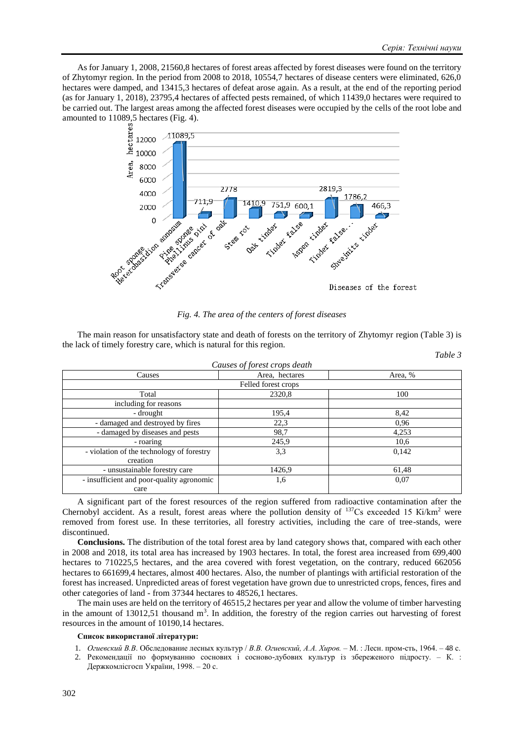As for January 1, 2008, 21560,8 hectares of forest areas affected by forest diseases were found on the territory of Zhytomyr region. In the period from 2008 to 2018, 10554,7 hectares of disease centers were eliminated, 626,0 hectares were damped, and 13415,3 hectares of defeat arose again. As a result, at the end of the reporting period (as for January 1, 2018), 23795,4 hectares of affected pests remained, of which 11439,0 hectares were required to be carried out. The largest areas among the affected forest diseases were occupied by the cells of the root lobe and amounted to 11089,5 hectares (Fig. 4).

*Fig. 4. The area of the centers of forest diseases*

The main reason for unsatisfactory state and death of forests on the territory of Zhytomyr region (Table 3) is the lack of timely forestry care, which is natural for this region.

*Table 3*

*Causes of forest crops death*

| Causes | Area, hectares | Area, % |
|---|---|---|
| Felled forest crops | | |
| Total | 2320,8 | 100 |
| including for reasons | | |
| - drought | 195,4 | 8,42 |
| - damaged and destroyed by fires | 22,3 | 0,96 |
| - damaged by diseases and pests | 98,7 | 4,253 |
| - roaring | 245,9 | 10,6 |
| - violation of the technology of forestry creation | 3,3 | 0,142 |
| - unsustainable forestry care | 1426,9 | 61,48 |
| - insufficient and poor-quality agronomic care | 1,6 | 0,07 |

A significant part of the forest resources of the region suffered from radioactive contamination after the Chernobyl accident. As a result, forest areas where the pollution density of $^{137}$Cs exceeded 15 Ki/km$^2$ were removed from forest use. In these territories, all forestry activities, including the care of tree-stands, were discontinued.

**Conclusions.** The distribution of the total forest area by land category shows that, compared with each other in 2008 and 2018, its total area has increased by 1903 hectares. In total, the forest area increased from 699,400 hectares to 710225,5 hectares, and the area covered with forest vegetation, on the contrary, reduced 662056 hectares to 661699,4 hectares, almost 400 hectares. Also, the number of plantings with artificial restoration of the forest has increased. Unpredicted areas of forest vegetation have grown due to unrestricted crops, fences, fires and other categories of land - from 37344 hectares to 48526,1 hectares.

The main uses are held on the territory of 46515,2 hectares per year and allow the volume of timber harvesting in the amount of 13012,51 thousand m$^3$. In addition, the forestry of the region carries out harvesting of forest resources in the amount of 10190,14 hectares.

**Список використаної літератури:**

1. *Огиевский В.В.* Обследование лесных культур / *В.В. Огиевский, А.А. Хиров.* – М. : Лесн. пром-сть, 1964. – 48 с.
2. Рекомендації по формуванню соснових і сосново-дубових культур із збереженого підросту. – К. : Держкомлісгосп України, 1998. – 20 с.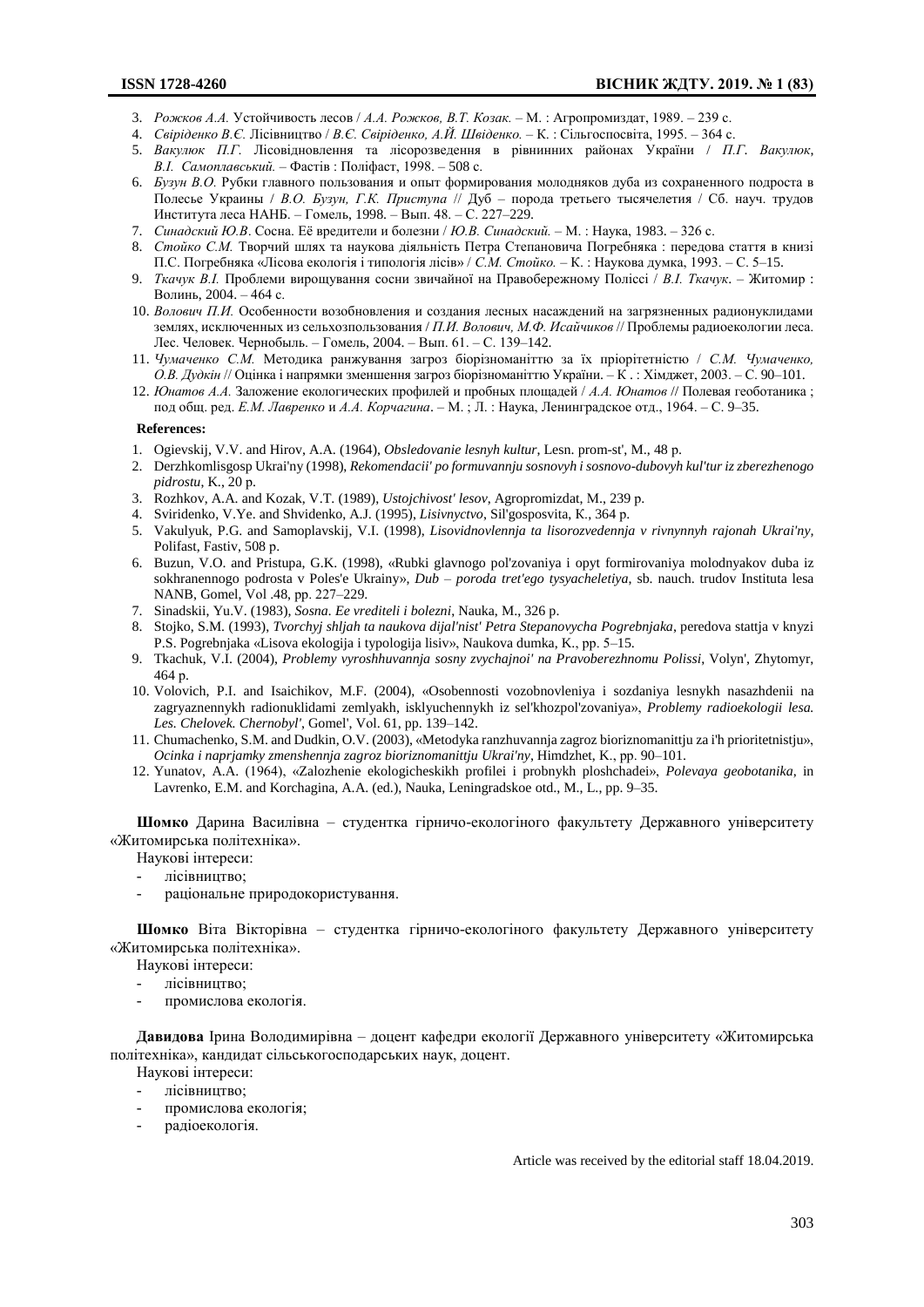3. *Рожков А.А.* Устойчивость лесов / *А.А. Рожков, В.Т. Козак.* – М. : Агропромиздат, 1989. – 239 с.
4. *Свіріденко В.Є.* Лісівництво / *В.Є. Свіріденко, А.Й. Швіденко.* – К. : Сільгоспосвіта, 1995. – 364 с.
5. *Вакулюк П.Г.* Лісовідновлення та лісорозведення в рівнинних районах України / *П.Г. Вакулюк, В.І. Самоплавський.* – Фастів : Поліфаст, 1998. – 508 с.
6. *Бузун В.О.* Рубки главного пользования и опыт формирования молодняков дуба из сохраненного подроста в Полесье Украины / *В.О. Бузун, Г.К. Приступа* // Дуб – порода третьего тысячелетия / Сб. науч. трудов Института леса НАНБ. – Гомель, 1998. – Вып. 48. – С. 227–229.
7. *Синадский Ю.В.* Сосна. Её вредители и болезни / *Ю.В. Синадский.* – М. : Наука, 1983. – 326 с.
8. *Стойко С.М.* Творчий шлях та наукова діяльність Петра Степановича Погребняка : передова стаття в книзі П.С. Погребняка «Лісова екологія і типологія лісів» / *С.М. Стойко.* – К. : Наукова думка, 1993. – С. 5–15.
9. *Ткачук В.І.* Проблеми вирощування сосни звичайної на Правобережному Поліссі / *В.І. Ткачук*. – Житомир : Волинь, 2004. – 464 с.
10. *Волович П.И.* Особенности возобновления и создания лесных насаждений на загрязненных радионуклидами землях, исключенных из сельхозпользования / *П.И. Волович, М.Ф. Исайчиков* // Проблемы радиоекологии леса. Лес. Человек. Чернобыль. – Гомель, 2004. – Вып. 61. – С. 139–142.
11. *Чумаченко С.М.* Методика ранжування загроз біорізноманіттю за їх пріорітетністю / *С.М. Чумаченко, О.В. Дудкін* // Оцінка і напрямки зменшення загроз біорізноманіттю України. – К . : Хімджет, 2003. – С. 90–101.
12. *Юнатов А.А.* Заложение екологических профилей и пробных площадей / *А.А. Юнатов* // Полевая геоботаника ; под общ. ред. *Е.М. Лавренко* и *А.А. Корчагина*. – М. ; Л. : Наука, Ленинградское отд., 1964. – С. 9–35.

**References:**

1. Ogievskij, V.V. and Hirov, A.A. (1964), *Obsledovanie lesnyh kultur*, Lesn. prom-st', M., 48 p.
2. Derzhkomlisgosp Ukrai'ny (1998), *Rekomendacii' po formuvannju sosnovyh i sosnovo-dubovyh kul'tur iz zberezhenogo pidrostu*, K., 20 p.
3. Rozhkov, A.A. and Kozak, V.T. (1989), *Ustojchivost' lesov*, Agropromizdat, M., 239 p.
4. Sviridenko, V.Ye. and Shvidenko, A.J. (1995), *Lisivnyctvo*, Sil'gosposvita, K., 364 p.
5. Vakulyuk, P.G. and Samoplavskij, V.I. (1998), *Lisovidnovlennja ta lisorozvedennja v rivnynnyh rajonah Ukrai'ny*, Polifast, Fastiv, 508 p.
6. Buzun, V.O. and Pristupa, G.K. (1998), «Rubki glavnogo pol'zovaniya i opyt formirovaniya molodnyakov duba iz sokhranennogo podrosta v Poles'e Ukrainy», *Dub – poroda tret'ego tysyacheletiya*, sb. nauch. trudov Instituta lesa NANB, Gomel, Vol .48, pp. 227–229.
7. Sinadskii, Yu.V. (1983), *Sosna. Ee vrediteli i bolezni*, Nauka, M., 326 p.
8. Stojko, S.M. (1993), *Tvorchyj shljah ta naukova dijal'nist' Petra Stepanovycha Pogrebnjaka*, peredova stattja v knyzi P.S. Pogrebnjaka «Lisova ekologija i typologija lisiv», Naukova dumka, K., pp. 5–15.
9. Tkachuk, V.I. (2004), *Problemy vyroshhuvannja sosny zvychajnoi' na Pravoberezhnomu Polissi*, Volyn', Zhytomyr, 464 p.
10. Volovich, P.I. and Isaichikov, M.F. (2004), «Osobennosti vozobnovleniya i sozdaniya lesnykh nasazhdenii na zagryaznennykh radionuklidami zemlyakh, isklyuchennykh iz sel'khozpol'zovaniya», *Problemy radioekologii lesa. Les. Chelovek. Chernobyl'*, Gomel', Vol. 61, pp. 139–142.
11. Chumachenko, S.M. and Dudkin, O.V. (2003), «Metodyka ranzhuvannja zagroz bioriznomanittju za i'h prioritetnistju», *Ocinka i naprjamky zmenshennja zagroz bioriznomanittju Ukrai'ny*, Himdzhet, K., pp. 90–101.
12. Yunatov, A.A. (1964), «Zalozhenie ekologicheskikh profilei i probnykh ploshchadei», *Polevaya geobotanika*, in Lavrenko, E.M. and Korchagina, A.A. (ed.), Nauka, Leningradskoe otd., M., L., pp. 9–35.

**Шомко** Дарина Василівна – студентка гірничо-екологіного факультету Державного університету «Житомирська політехніка».

Наукові інтереси:

- лісівництво;
- раціональне природокористування.

**Шомко** Віта Вікторівна – студентка гірничо-екологіного факультету Державного університету «Житомирська політехніка».

Наукові інтереси:

- лісівництво;
- промислова екологія.

**Давидова** Ірина Володимирівна – доцент кафедри екології Державного університету «Житомирська політехніка», кандидат сільськогосподарських наук, доцент.

Наукові інтереси:

- лісівництво;
- промислова екологія;
- радіоекологія.

Article was received by the editorial staff 18.04.2019.